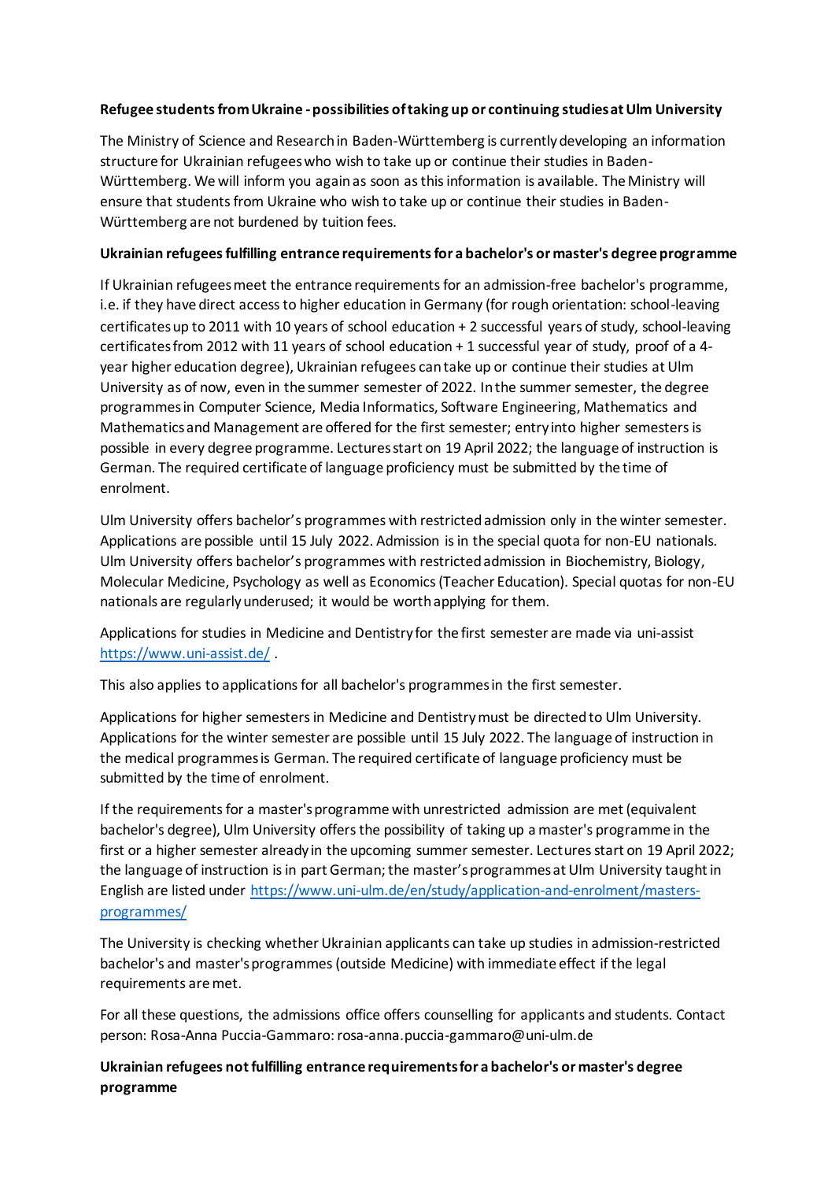**Refugee students from Ukraine - possibilities of taking up or continuing studies at Ulm University**

The Ministry of Science and Research in Baden-Württemberg is currently developing an information structure for Ukrainian refugees who wish to take up or continue their studies in Baden-Württemberg. We will inform you again as soon as this information is available. The Ministry will ensure that students from Ukraine who wish to take up or continue their studies in Baden-Württemberg are not burdened by tuition fees.

**Ukrainian refugees fulfilling entrance requirements for a bachelor's or master's degree programme**

If Ukrainian refugees meet the entrance requirements for an admission-free bachelor's programme, i.e. if they have direct access to higher education in Germany (for rough orientation: school-leaving certificates up to 2011 with 10 years of school education + 2 successful years of study, school-leaving certificates from 2012 with 11 years of school education + 1 successful year of study, proof of a 4-year higher education degree), Ukrainian refugees can take up or continue their studies at Ulm University as of now, even in the summer semester of 2022. In the summer semester, the degree programmes in Computer Science, Media Informatics, Software Engineering, Mathematics and Mathematics and Management are offered for the first semester; entry into higher semesters is possible in every degree programme. Lectures start on 19 April 2022; the language of instruction is German. The required certificate of language proficiency must be submitted by the time of enrolment.

Ulm University offers bachelor's programmes with restricted admission only in the winter semester. Applications are possible until 15 July 2022. Admission is in the special quota for non-EU nationals. Ulm University offers bachelor's programmes with restricted admission in Biochemistry, Biology, Molecular Medicine, Psychology as well as Economics (Teacher Education). Special quotas for non-EU nationals are regularly underused; it would be worth applying for them.

Applications for studies in Medicine and Dentistry for the first semester are made via uni-assist [https://www.uni-assist.de/](https://www.uni-assist.de/) .

This also applies to applications for all bachelor's programmes in the first semester.

Applications for higher semesters in Medicine and Dentistry must be directed to Ulm University. Applications for the winter semester are possible until 15 July 2022. The language of instruction in the medical programmes is German. The required certificate of language proficiency must be submitted by the time of enrolment.

If the requirements for a master's programme with unrestricted admission are met (equivalent bachelor's degree), Ulm University offers the possibility of taking up a master's programme in the first or a higher semester already in the upcoming summer semester. Lectures start on 19 April 2022; the language of instruction is in part German; the master's programmes at Ulm University taught in English are listed under [https://www.uni-ulm.de/en/study/application-and-enrolment/masters-programmes/](https://www.uni-ulm.de/en/study/application-and-enrolment/masters-programmes/)

The University is checking whether Ukrainian applicants can take up studies in admission-restricted bachelor's and master's programmes (outside Medicine) with immediate effect if the legal requirements are met.

For all these questions, the admissions office offers counselling for applicants and students. Contact person: Rosa-Anna Puccia-Gammaro: rosa-anna.puccia-gammaro@uni-ulm.de

**Ukrainian refugees not fulfilling entrance requirements for a bachelor's or master's degree programme**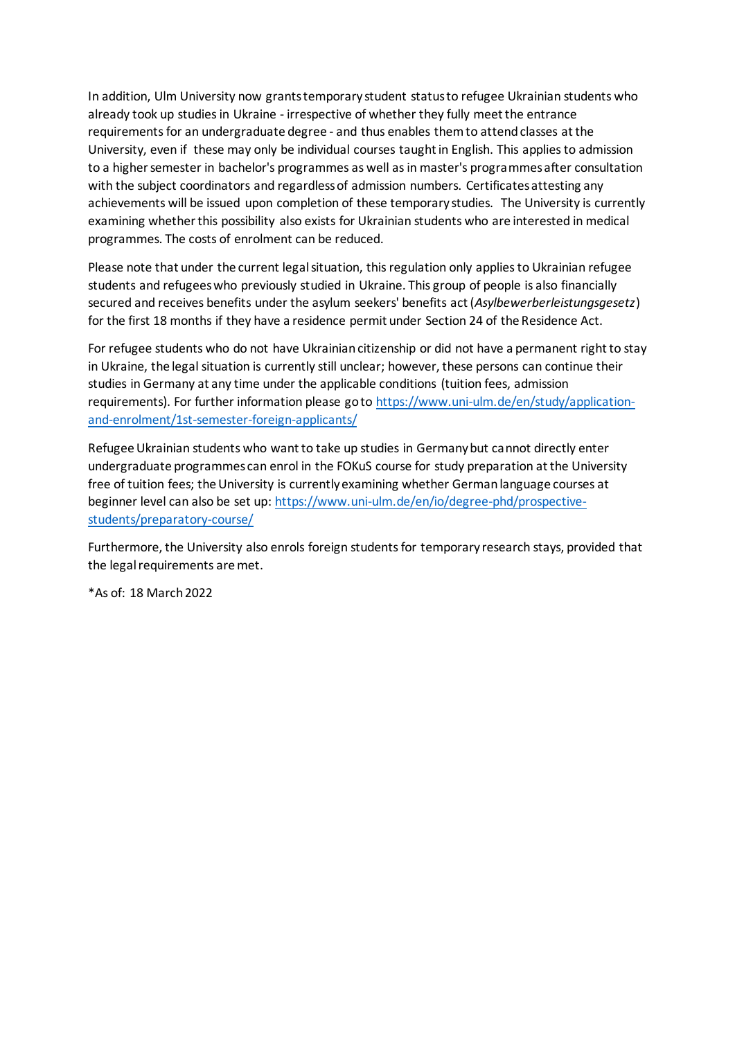In addition, Ulm University now grants temporary student status to refugee Ukrainian students who already took up studies in Ukraine - irrespective of whether they fully meet the entrance requirements for an undergraduate degree - and thus enables them to attend classes at the University, even if these may only be individual courses taught in English. This applies to admission to a higher semester in bachelor's programmes as well as in master's programmes after consultation with the subject coordinators and regardless of admission numbers. Certificates attesting any achievements will be issued upon completion of these temporary studies. The University is currently examining whether this possibility also exists for Ukrainian students who are interested in medical programmes. The costs of enrolment can be reduced.

Please note that under the current legal situation, this regulation only applies to Ukrainian refugee students and refugees who previously studied in Ukraine. This group of people is also financially secured and receives benefits under the asylum seekers' benefits act (*Asylbewerberleistungsgesetz*) for the first 18 months if they have a residence permit under Section 24 of the Residence Act.

For refugee students who do not have Ukrainian citizenship or did not have a permanent right to stay in Ukraine, the legal situation is currently still unclear; however, these persons can continue their studies in Germany at any time under the applicable conditions (tuition fees, admission requirements). For further information please go to [https://www.uni-ulm.de/en/study/application-and-enrolment/1st-semester-foreign-applicants/](https://www.uni-ulm.de/en/study/application-and-enrolment/1st-semester-foreign-applicants/)

Refugee Ukrainian students who want to take up studies in Germany but cannot directly enter undergraduate programmes can enrol in the FOKuS course for study preparation at the University free of tuition fees; the University is currently examining whether German language courses at beginner level can also be set up: [https://www.uni-ulm.de/en/io/degree-phd/prospective-students/preparatory-course/](https://www.uni-ulm.de/en/io/degree-phd/prospective-students/preparatory-course/)

Furthermore, the University also enrols foreign students for temporary research stays, provided that the legal requirements are met.

*As of: 18 March 2022